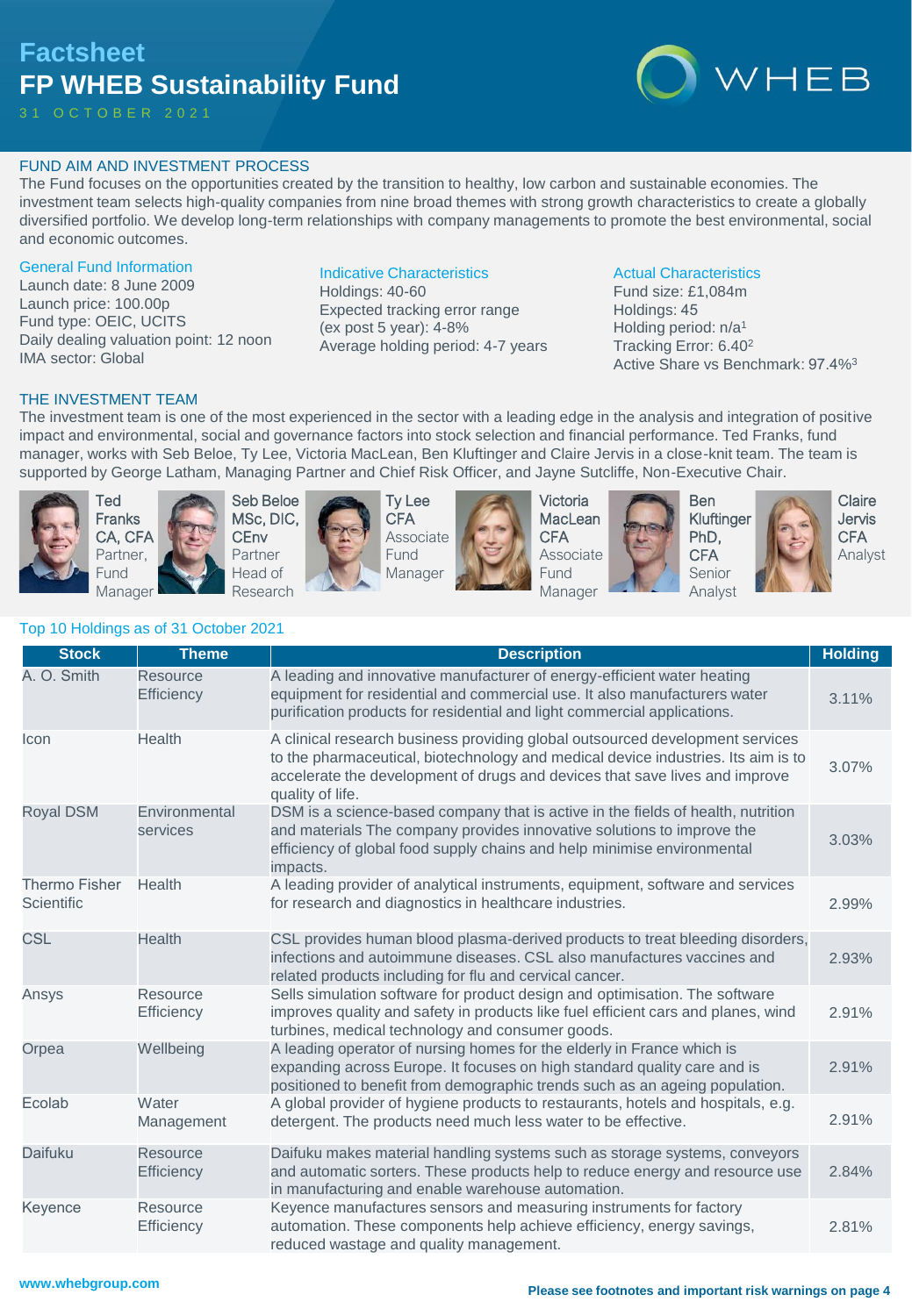# Factsheet
# FP WHEB Sustainability Fund

31 OCTOBER 2021

WHEB

## FUND AIM AND INVESTMENT PROCESS

The Fund focuses on the opportunities created by the transition to healthy, low carbon and sustainable economies. The investment team selects high-quality companies from nine broad themes with strong growth characteristics to create a globally diversified portfolio. We develop long-term relationships with company managements to promote the best environmental, social and economic outcomes.

### General Fund Information

Launch date: 8 June 2009
Launch price: 100.00p
Fund type: OEIC, UCITS
Daily dealing valuation point: 12 noon
IMA sector: Global

### Indicative Characteristics

Holdings: 40-60
Expected tracking error range (ex post 5 year): 4-8%
Average holding period: 4-7 years

### Actual Characteristics

Fund size: £1,084m
Holdings: 45
Holding period: n/a[1]
Tracking Error: 6.40[2]
Active Share vs Benchmark: 97.4%[3]

## THE INVESTMENT TEAM

The investment team is one of the most experienced in the sector with a leading edge in the analysis and integration of positive impact and environmental, social and governance factors into stock selection and financial performance. Ted Franks, fund manager, works with Seb Beloe, Ty Lee, Victoria MacLean, Ben Kluftinger and Claire Jervis in a close-knit team. The team is supported by George Latham, Managing Partner and Chief Risk Officer, and Jayne Sutcliffe, Non-Executive Chair.

- **Ted Franks** CA, CFA — Partner, Fund Manager
- **Seb Beloe** MSc, DIC, CEnv — Partner, Head of Research
- **Ty Lee** CFA — Associate Fund Manager
- **Victoria MacLean** CFA — Associate Fund Manager
- **Ben Kluftinger** PhD, CFA — Senior Analyst
- **Claire Jervis** CFA — Analyst

### Top 10 Holdings as of 31 October 2021

| Stock | Theme | Description | Holding |
|---|---|---|---|
| A. O. Smith | Resource Efficiency | A leading and innovative manufacturer of energy-efficient water heating equipment for residential and commercial use. It also manufacturers water purification products for residential and light commercial applications. | 3.11% |
| Icon | Health | A clinical research business providing global outsourced development services to the pharmaceutical, biotechnology and medical device industries. Its aim is to accelerate the development of drugs and devices that save lives and improve quality of life. | 3.07% |
| Royal DSM | Environmental services | DSM is a science-based company that is active in the fields of health, nutrition and materials The company provides innovative solutions to improve the efficiency of global food supply chains and help minimise environmental impacts. | 3.03% |
| Thermo Fisher Scientific | Health | A leading provider of analytical instruments, equipment, software and services for research and diagnostics in healthcare industries. | 2.99% |
| CSL | Health | CSL provides human blood plasma-derived products to treat bleeding disorders, infections and autoimmune diseases. CSL also manufactures vaccines and related products including for flu and cervical cancer. | 2.93% |
| Ansys | Resource Efficiency | Sells simulation software for product design and optimisation. The software improves quality and safety in products like fuel efficient cars and planes, wind turbines, medical technology and consumer goods. | 2.91% |
| Orpea | Wellbeing | A leading operator of nursing homes for the elderly in France which is expanding across Europe. It focuses on high standard quality care and is positioned to benefit from demographic trends such as an ageing population. | 2.91% |
| Ecolab | Water Management | A global provider of hygiene products to restaurants, hotels and hospitals, e.g. detergent. The products need much less water to be effective. | 2.91% |
| Daifuku | Resource Efficiency | Daifuku makes material handling systems such as storage systems, conveyors and automatic sorters. These products help to reduce energy and resource use in manufacturing and enable warehouse automation. | 2.84% |
| Keyence | Resource Efficiency | Keyence manufactures sensors and measuring instruments for factory automation. These components help achieve efficiency, energy savings, reduced wastage and quality management. | 2.81% |

www.whebgroup.com

**Please see footnotes and important risk warnings on page 4**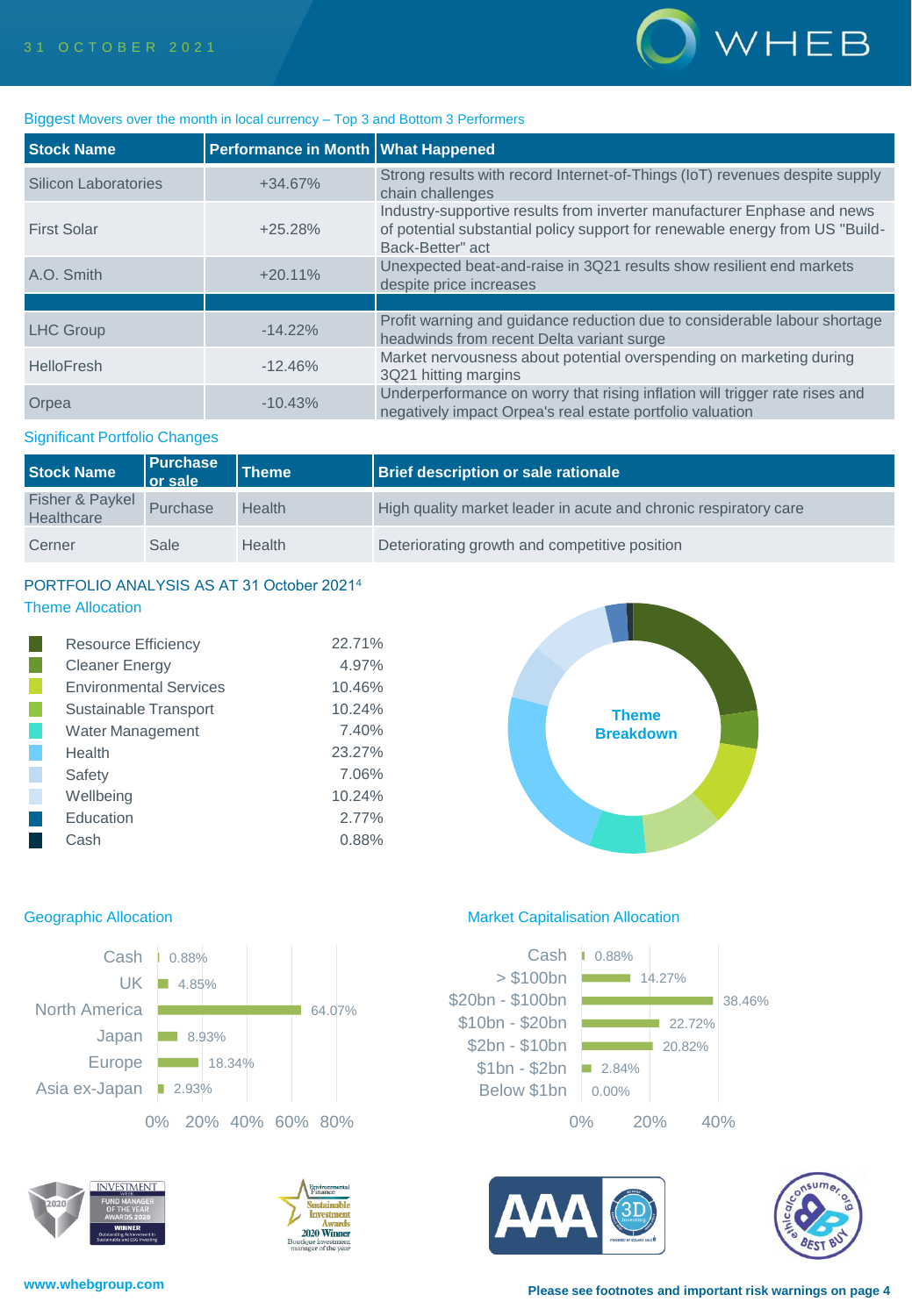31 OCTOBER 2021

## Biggest Movers over the month in local currency – Top 3 and Bottom 3 Performers

| Stock Name | Performance in Month | What Happened |
|---|---|---|
| Silicon Laboratories | +34.67% | Strong results with record Internet-of-Things (IoT) revenues despite supply chain challenges |
| First Solar | +25.28% | Industry-supportive results from inverter manufacturer Enphase and news of potential substantial policy support for renewable energy from US "Build-Back-Better" act |
| A.O. Smith | +20.11% | Unexpected beat-and-raise in 3Q21 results show resilient end markets despite price increases |
| | | |
| LHC Group | -14.22% | Profit warning and guidance reduction due to considerable labour shortage headwinds from recent Delta variant surge |
| HelloFresh | -12.46% | Market nervousness about potential overspending on marketing during 3Q21 hitting margins |
| Orpea | -10.43% | Underperformance on worry that rising inflation will trigger rate rises and negatively impact Orpea's real estate portfolio valuation |

## Significant Portfolio Changes

| Stock Name | Purchase or sale | Theme | Brief description or sale rationale |
|---|---|---|---|
| Fisher & Paykel Healthcare | Purchase | Health | High quality market leader in acute and chronic respiratory care |
| Cerner | Sale | Health | Deteriorating growth and competitive position |

## PORTFOLIO ANALYSIS AS AT 31 October 2021[4]

### Theme Allocation

| Theme | Allocation |
|---|---|
| Resource Efficiency | 22.71% |
| Cleaner Energy | 4.97% |
| Environmental Services | 10.46% |
| Sustainable Transport | 10.24% |
| Water Management | 7.40% |
| Health | 23.27% |
| Safety | 7.06% |
| Wellbeing | 10.24% |
| Education | 2.77% |
| Cash | 0.88% |

Theme Breakdown

### Geographic Allocation

| Region | Allocation |
|---|---|
| Cash | 0.88% |
| UK | 4.85% |
| North America | 64.07% |
| Japan | 8.93% |
| Europe | 18.34% |
| Asia ex-Japan | 2.93% |

### Market Capitalisation Allocation

| Market Cap | Allocation |
|---|---|
| Cash | 0.88% |
| > $100bn | 14.27% |
| $20bn - $100bn | 38.46% |
| $10bn - $20bn | 22.72% |
| $2bn - $10bn | 20.82% |
| $1bn - $2bn | 2.84% |
| Below $1bn | 0.00% |

www.whebgroup.com

Please see footnotes and important risk warnings on page 4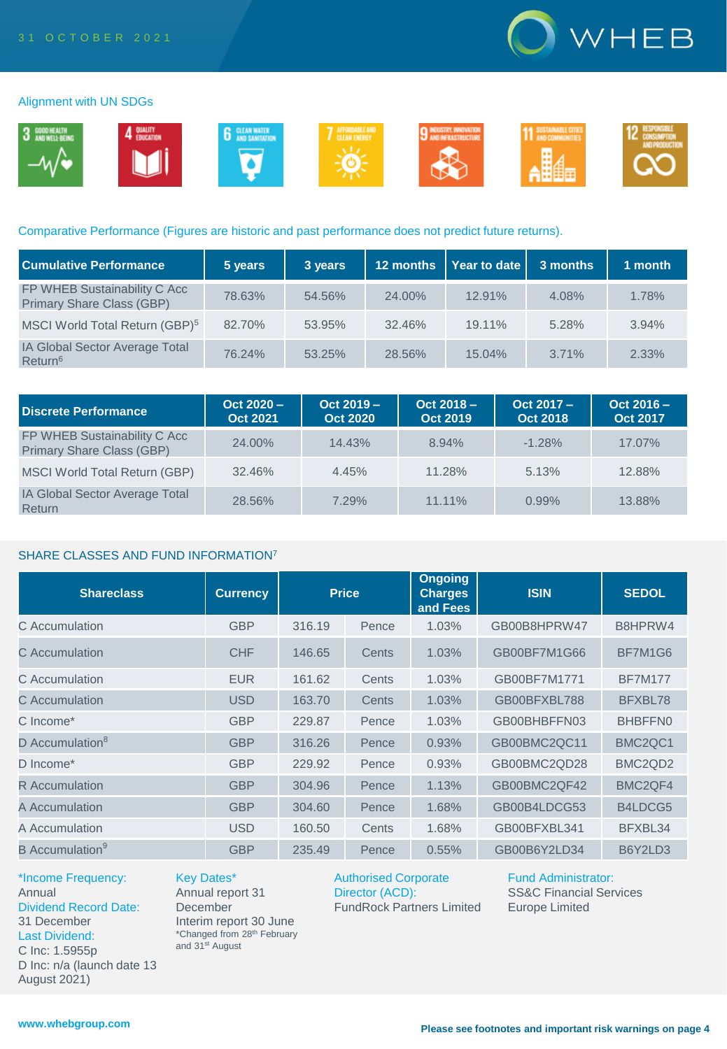31 OCTOBER 2021

## Alignment with UN SDGs

3 GOOD HEALTH AND WELL-BEING · 4 QUALITY EDUCATION · 6 CLEAN WATER AND SANITATION · 7 AFFORDABLE AND CLEAN ENERGY · 9 INDUSTRY, INNOVATION AND INFRASTRUCTURE · 11 SUSTAINABLE CITIES AND COMMUNITIES · 12 RESPONSIBLE CONSUMPTION AND PRODUCTION

## Comparative Performance (Figures are historic and past performance does not predict future returns).

| Cumulative Performance | 5 years | 3 years | 12 months | Year to date | 3 months | 1 month |
|---|---|---|---|---|---|---|
| FP WHEB Sustainability C Acc Primary Share Class (GBP) | 78.63% | 54.56% | 24.00% | 12.91% | 4.08% | 1.78% |
| MSCI World Total Return (GBP)[5] | 82.70% | 53.95% | 32.46% | 19.11% | 5.28% | 3.94% |
| IA Global Sector Average Total Return[6] | 76.24% | 53.25% | 28.56% | 15.04% | 3.71% | 2.33% |

| Discrete Performance | Oct 2020 – Oct 2021 | Oct 2019 – Oct 2020 | Oct 2018 – Oct 2019 | Oct 2017 – Oct 2018 | Oct 2016 – Oct 2017 |
|---|---|---|---|---|---|
| FP WHEB Sustainability C Acc Primary Share Class (GBP) | 24.00% | 14.43% | 8.94% | -1.28% | 17.07% |
| MSCI World Total Return (GBP) | 32.46% | 4.45% | 11.28% | 5.13% | 12.88% |
| IA Global Sector Average Total Return | 28.56% | 7.29% | 11.11% | 0.99% | 13.88% |

## SHARE CLASSES AND FUND INFORMATION[7]

| Shareclass | Currency | Price | | Ongoing Charges and Fees | ISIN | SEDOL |
|---|---|---|---|---|---|---|
| C Accumulation | GBP | 316.19 | Pence | 1.03% | GB00B8HPRW47 | B8HPRW4 |
| C Accumulation | CHF | 146.65 | Cents | 1.03% | GB00BF7M1G66 | BF7M1G6 |
| C Accumulation | EUR | 161.62 | Cents | 1.03% | GB00BF7M1771 | BF7M177 |
| C Accumulation | USD | 163.70 | Cents | 1.03% | GB00BFXBL788 | BFXBL78 |
| C Income* | GBP | 229.87 | Pence | 1.03% | GB00BHBFFN03 | BHBFFN0 |
| D Accumulation[8] | GBP | 316.26 | Pence | 0.93% | GB00BMC2QC11 | BMC2QC1 |
| D Income* | GBP | 229.92 | Pence | 0.93% | GB00BMC2QD28 | BMC2QD2 |
| R Accumulation | GBP | 304.96 | Pence | 1.13% | GB00BMC2QF42 | BMC2QF4 |
| A Accumulation | GBP | 304.60 | Pence | 1.68% | GB00B4LDCG53 | B4LDCG5 |
| A Accumulation | USD | 160.50 | Cents | 1.68% | GB00BFXBL341 | BFXBL34 |
| B Accumulation[9] | GBP | 235.49 | Pence | 0.55% | GB00B6Y2LD34 | B6Y2LD3 |

*Income Frequency:
Annual

Dividend Record Date:
31 December

Last Dividend:
C Inc: 1.5955p
D Inc: n/a (launch date 13 August 2021)

Key Dates*
Annual report 31 December
Interim report 30 June
*Changed from 28th February and 31st August

Authorised Corporate Director (ACD):
FundRock Partners Limited

Fund Administrator:
SS&C Financial Services Europe Limited

www.whebgroup.com

**Please see footnotes and important risk warnings on page 4**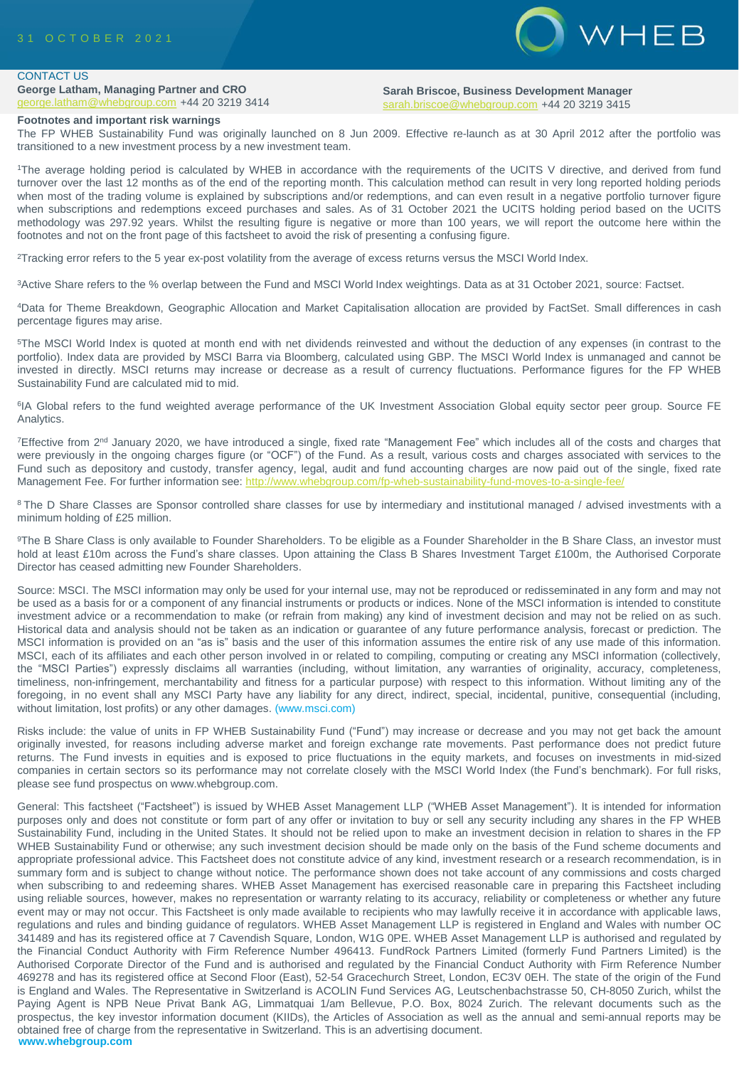31 OCTOBER 2021

WHEB

CONTACT US

**George Latham, Managing Partner and CRO**
george.latham@whebgroup.com +44 20 3219 3414

**Sarah Briscoe, Business Development Manager**
sarah.briscoe@whebgroup.com +44 20 3219 3415

**Footnotes and important risk warnings**

The FP WHEB Sustainability Fund was originally launched on 8 Jun 2009. Effective re-launch as at 30 April 2012 after the portfolio was transitioned to a new investment process by a new investment team.

[1]The average holding period is calculated by WHEB in accordance with the requirements of the UCITS V directive, and derived from fund turnover over the last 12 months as of the end of the reporting month. This calculation method can result in very long reported holding periods when most of the trading volume is explained by subscriptions and/or redemptions, and can even result in a negative portfolio turnover figure when subscriptions and redemptions exceed purchases and sales. As of 31 October 2021 the UCITS holding period based on the UCITS methodology was 297.92 years. Whilst the resulting figure is negative or more than 100 years, we will report the outcome here within the footnotes and not on the front page of this factsheet to avoid the risk of presenting a confusing figure.

[2]Tracking error refers to the 5 year ex-post volatility from the average of excess returns versus the MSCI World Index.

[3]Active Share refers to the % overlap between the Fund and MSCI World Index weightings. Data as at 31 October 2021, source: Factset.

[4]Data for Theme Breakdown, Geographic Allocation and Market Capitalisation allocation are provided by FactSet. Small differences in cash percentage figures may arise.

[5]The MSCI World Index is quoted at month end with net dividends reinvested and without the deduction of any expenses (in contrast to the portfolio). Index data are provided by MSCI Barra via Bloomberg, calculated using GBP. The MSCI World Index is unmanaged and cannot be invested in directly. MSCI returns may increase or decrease as a result of currency fluctuations. Performance figures for the FP WHEB Sustainability Fund are calculated mid to mid.

[6]IA Global refers to the fund weighted average performance of the UK Investment Association Global equity sector peer group. Source FE Analytics.

[7]Effective from 2nd January 2020, we have introduced a single, fixed rate "Management Fee" which includes all of the costs and charges that were previously in the ongoing charges figure (or "OCF") of the Fund. As a result, various costs and charges associated with services to the Fund such as depository and custody, transfer agency, legal, audit and fund accounting charges are now paid out of the single, fixed rate Management Fee. For further information see: http://www.whebgroup.com/fp-wheb-sustainability-fund-moves-to-a-single-fee/

[8] The D Share Classes are Sponsor controlled share classes for use by intermediary and institutional managed / advised investments with a minimum holding of £25 million.

[9]The B Share Class is only available to Founder Shareholders. To be eligible as a Founder Shareholder in the B Share Class, an investor must hold at least £10m across the Fund's share classes. Upon attaining the Class B Shares Investment Target £100m, the Authorised Corporate Director has ceased admitting new Founder Shareholders.

Source: MSCI. The MSCI information may only be used for your internal use, may not be reproduced or redisseminated in any form and may not be used as a basis for or a component of any financial instruments or products or indices. None of the MSCI information is intended to constitute investment advice or a recommendation to make (or refrain from making) any kind of investment decision and may not be relied on as such. Historical data and analysis should not be taken as an indication or guarantee of any future performance analysis, forecast or prediction. The MSCI information is provided on an "as is" basis and the user of this information assumes the entire risk of any use made of this information. MSCI, each of its affiliates and each other person involved in or related to compiling, computing or creating any MSCI information (collectively, the "MSCI Parties") expressly disclaims all warranties (including, without limitation, any warranties of originality, accuracy, completeness, timeliness, non-infringement, merchantability and fitness for a particular purpose) with respect to this information. Without limiting any of the foregoing, in no event shall any MSCI Party have any liability for any direct, indirect, special, incidental, punitive, consequential (including, without limitation, lost profits) or any other damages. (www.msci.com)

Risks include: the value of units in FP WHEB Sustainability Fund ("Fund") may increase or decrease and you may not get back the amount originally invested, for reasons including adverse market and foreign exchange rate movements. Past performance does not predict future returns. The Fund invests in equities and is exposed to price fluctuations in the equity markets, and focuses on investments in mid-sized companies in certain sectors so its performance may not correlate closely with the MSCI World Index (the Fund's benchmark). For full risks, please see fund prospectus on www.whebgroup.com.

General: This factsheet ("Factsheet") is issued by WHEB Asset Management LLP ("WHEB Asset Management"). It is intended for information purposes only and does not constitute or form part of any offer or invitation to buy or sell any security including any shares in the FP WHEB Sustainability Fund, including in the United States. It should not be relied upon to make an investment decision in relation to shares in the FP WHEB Sustainability Fund or otherwise; any such investment decision should be made only on the basis of the Fund scheme documents and appropriate professional advice. This Factsheet does not constitute advice of any kind, investment research or a research recommendation, is in summary form and is subject to change without notice. The performance shown does not take account of any commissions and costs charged when subscribing to and redeeming shares. WHEB Asset Management has exercised reasonable care in preparing this Factsheet including using reliable sources, however, makes no representation or warranty relating to its accuracy, reliability or completeness or whether any future event may or may not occur. This Factsheet is only made available to recipients who may lawfully receive it in accordance with applicable laws, regulations and rules and binding guidance of regulators. WHEB Asset Management LLP is registered in England and Wales with number OC 341489 and has its registered office at 7 Cavendish Square, London, W1G 0PE. WHEB Asset Management LLP is authorised and regulated by the Financial Conduct Authority with Firm Reference Number 496413. FundRock Partners Limited (formerly Fund Partners Limited) is the Authorised Corporate Director of the Fund and is authorised and regulated by the Financial Conduct Authority with Firm Reference Number 469278 and has its registered office at Second Floor (East), 52-54 Gracechurch Street, London, EC3V 0EH. The state of the origin of the Fund is England and Wales. The Representative in Switzerland is ACOLIN Fund Services AG, Leutschenbachstrasse 50, CH-8050 Zurich, whilst the Paying Agent is NPB Neue Privat Bank AG, Limmatquai 1/am Bellevue, P.O. Box, 8024 Zurich. The relevant documents such as the prospectus, the key investor information document (KIIDs), the Articles of Association as well as the annual and semi-annual reports may be obtained free of charge from the representative in Switzerland. This is an advertising document.

**www.whebgroup.com**